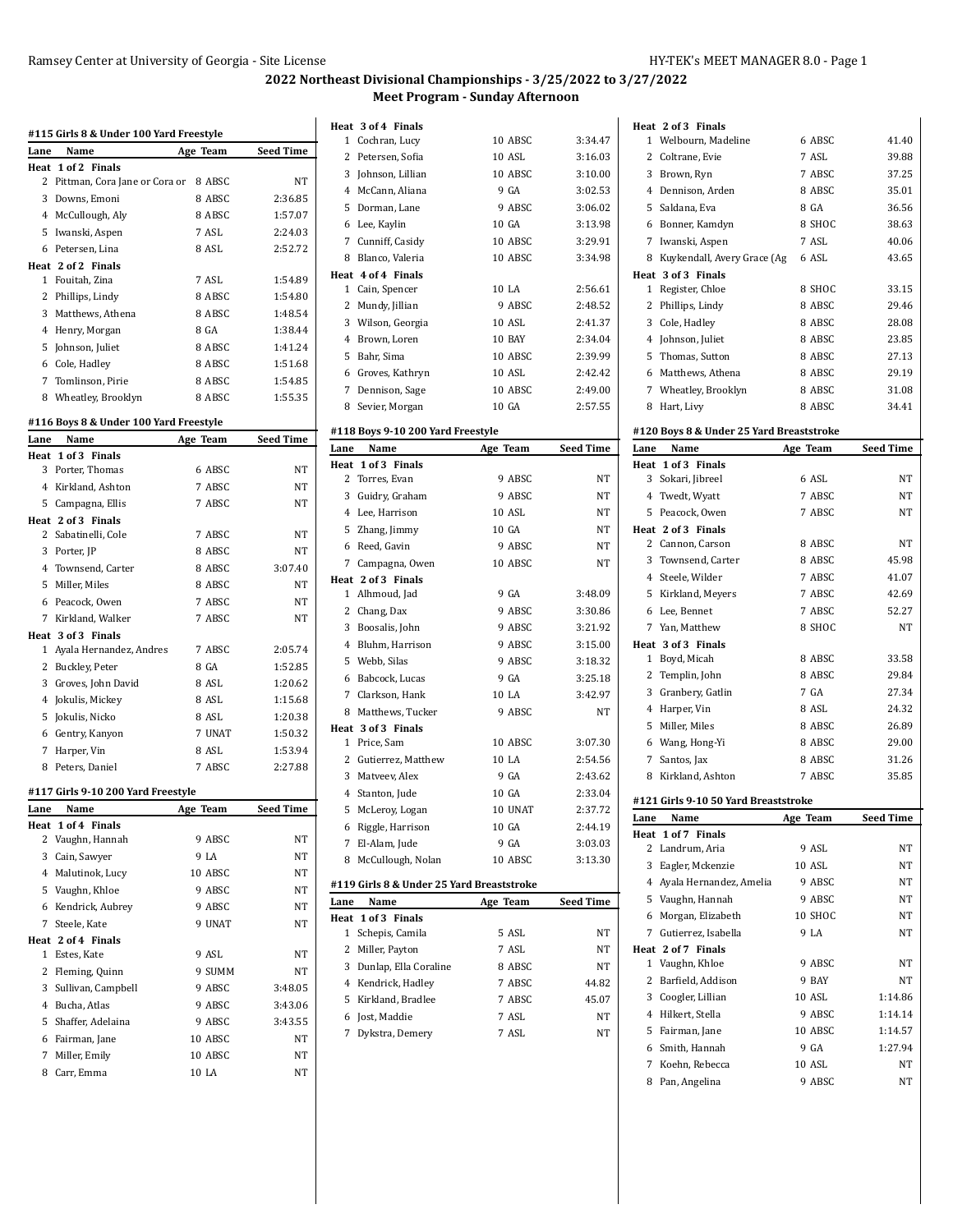## 2022 Northeast Divisional Championships - 3/25/2022 to 3/27/2022

### Meet Program - Sunday Afternoon

#### #115 Girls 8 & Under 100 Yard Freestyle

| Lane | Name | Age | Team | Seed Time |
|---|---|---|---|---|
| **Heat 1 of 2 Finals** | | | | |
| 2 | Pittman, Cora Jane or Cora or | 8 | ABSC | NT |
| 3 | Downs, Emoni | 8 | ABSC | 2:36.85 |
| 4 | McCullough, Aly | 8 | ABSC | 1:57.07 |
| 5 | Iwanski, Aspen | 7 | ASL | 2:24.03 |
| 6 | Petersen, Lina | 8 | ASL | 2:52.72 |
| **Heat 2 of 2 Finals** | | | | |
| 1 | Fouitah, Zina | 7 | ASL | 1:54.89 |
| 2 | Phillips, Lindy | 8 | ABSC | 1:54.80 |
| 3 | Matthews, Athena | 8 | ABSC | 1:48.54 |
| 4 | Henry, Morgan | 8 | GA | 1:38.44 |
| 5 | Johnson, Juliet | 8 | ABSC | 1:41.24 |
| 6 | Cole, Hadley | 8 | ABSC | 1:51.68 |
| 7 | Tomlinson, Pirie | 8 | ABSC | 1:54.85 |
| 8 | Wheatley, Brooklyn | 8 | ABSC | 1:55.35 |

#### #116 Boys 8 & Under 100 Yard Freestyle

| Lane | Name | Age | Team | Seed Time |
|---|---|---|---|---|
| **Heat 1 of 3 Finals** | | | | |
| 3 | Porter, Thomas | 6 | ABSC | NT |
| 4 | Kirkland, Ashton | 7 | ABSC | NT |
| 5 | Campagna, Ellis | 7 | ABSC | NT |
| **Heat 2 of 3 Finals** | | | | |
| 2 | Sabatinelli, Cole | 7 | ABSC | NT |
| 3 | Porter, JP | 8 | ABSC | NT |
| 4 | Townsend, Carter | 8 | ABSC | 3:07.40 |
| 5 | Miller, Miles | 8 | ABSC | NT |
| 6 | Peacock, Owen | 7 | ABSC | NT |
| 7 | Kirkland, Walker | 7 | ABSC | NT |
| **Heat 3 of 3 Finals** | | | | |
| 1 | Ayala Hernandez, Andres | 7 | ABSC | 2:05.74 |
| 2 | Buckley, Peter | 8 | GA | 1:52.85 |
| 3 | Groves, John David | 8 | ASL | 1:20.62 |
| 4 | Jokulis, Mickey | 8 | ASL | 1:15.68 |
| 5 | Jokulis, Nicko | 8 | ASL | 1:20.38 |
| 6 | Gentry, Kanyon | 7 | UNAT | 1:50.32 |
| 7 | Harper, Vin | 8 | ASL | 1:53.94 |
| 8 | Peters, Daniel | 7 | ABSC | 2:27.88 |

#### #117 Girls 9-10 200 Yard Freestyle

| Lane | Name | Age | Team | Seed Time |
|---|---|---|---|---|
| **Heat 1 of 4 Finals** | | | | |
| 2 | Vaughn, Hannah | 9 | ABSC | NT |
| 3 | Cain, Sawyer | 9 | LA | NT |
| 4 | Malutinok, Lucy | 10 | ABSC | NT |
| 5 | Vaughn, Khloe | 9 | ABSC | NT |
| 6 | Kendrick, Aubrey | 9 | ABSC | NT |
| 7 | Steele, Kate | 9 | UNAT | NT |
| **Heat 2 of 4 Finals** | | | | |
| 1 | Estes, Kate | 9 | ASL | NT |
| 2 | Fleming, Quinn | 9 | SUMM | NT |
| 3 | Sullivan, Campbell | 9 | ABSC | 3:48.05 |
| 4 | Bucha, Atlas | 9 | ABSC | 3:43.06 |
| 5 | Shaffer, Adelaina | 9 | ABSC | 3:43.55 |
| 6 | Fairman, Jane | 10 | ABSC | NT |
| 7 | Miller, Emily | 10 | ABSC | NT |
| 8 | Carr, Emma | 10 | LA | NT |
| **Heat 3 of 4 Finals** | | | | |
| 1 | Cochran, Lucy | 10 | ABSC | 3:34.47 |
| 2 | Petersen, Sofia | 10 | ASL | 3:16.03 |
| 3 | Johnson, Lillian | 10 | ABSC | 3:10.00 |
| 4 | McCann, Aliana | 9 | GA | 3:02.53 |
| 5 | Dorman, Lane | 9 | ABSC | 3:06.02 |
| 6 | Lee, Kaylin | 10 | GA | 3:13.98 |
| 7 | Cunniff, Casidy | 10 | ABSC | 3:29.91 |
| 8 | Blanco, Valeria | 10 | ABSC | 3:34.98 |
| **Heat 4 of 4 Finals** | | | | |
| 1 | Cain, Spencer | 10 | LA | 2:56.61 |
| 2 | Mundy, Jillian | 9 | ABSC | 2:48.52 |
| 3 | Wilson, Georgia | 10 | ASL | 2:41.37 |
| 4 | Brown, Loren | 10 | BAY | 2:34.04 |
| 5 | Bahr, Sima | 10 | ABSC | 2:39.99 |
| 6 | Groves, Kathryn | 10 | ASL | 2:42.42 |
| 7 | Dennison, Sage | 10 | ABSC | 2:49.00 |
| 8 | Sevier, Morgan | 10 | GA | 2:57.55 |

#### #118 Boys 9-10 200 Yard Freestyle

| Lane | Name | Age | Team | Seed Time |
|---|---|---|---|---|
| **Heat 1 of 3 Finals** | | | | |
| 2 | Torres, Evan | 9 | ABSC | NT |
| 3 | Guidry, Graham | 9 | ABSC | NT |
| 4 | Lee, Harrison | 10 | ASL | NT |
| 5 | Zhang, Jimmy | 10 | GA | NT |
| 6 | Reed, Gavin | 9 | ABSC | NT |
| 7 | Campagna, Owen | 10 | ABSC | NT |
| **Heat 2 of 3 Finals** | | | | |
| 1 | Alhmoud, Jad | 9 | GA | 3:48.09 |
| 2 | Chang, Dax | 9 | ABSC | 3:30.86 |
| 3 | Boosalis, John | 9 | ABSC | 3:21.92 |
| 4 | Bluhm, Harrison | 9 | ABSC | 3:15.00 |
| 5 | Webb, Silas | 9 | ABSC | 3:18.32 |
| 6 | Babcock, Lucas | 9 | GA | 3:25.18 |
| 7 | Clarkson, Hank | 10 | LA | 3:42.97 |
| 8 | Matthews, Tucker | 9 | ABSC | NT |
| **Heat 3 of 3 Finals** | | | | |
| 1 | Price, Sam | 10 | ABSC | 3:07.30 |
| 2 | Gutierrez, Matthew | 10 | LA | 2:54.56 |
| 3 | Matveev, Alex | 9 | GA | 2:43.62 |
| 4 | Stanton, Jude | 10 | GA | 2:33.04 |
| 5 | McLeroy, Logan | 10 | UNAT | 2:37.72 |
| 6 | Riggle, Harrison | 10 | GA | 2:44.19 |
| 7 | El-Alam, Jude | 9 | GA | 3:03.03 |
| 8 | McCullough, Nolan | 10 | ABSC | 3:13.30 |

#### #119 Girls 8 & Under 25 Yard Breaststroke

| Lane | Name | Age | Team | Seed Time |
|---|---|---|---|---|
| **Heat 1 of 3 Finals** | | | | |
| 1 | Schepis, Camila | 5 | ASL | NT |
| 2 | Miller, Payton | 7 | ASL | NT |
| 3 | Dunlap, Ella Coraline | 8 | ABSC | NT |
| 4 | Kendrick, Hadley | 7 | ABSC | 44.82 |
| 5 | Kirkland, Bradlee | 7 | ABSC | 45.07 |
| 6 | Jost, Maddie | 7 | ASL | NT |
| 7 | Dykstra, Demery | 7 | ASL | NT |
| **Heat 2 of 3 Finals** | | | | |
| 1 | Welbourn, Madeline | 6 | ABSC | 41.40 |
| 2 | Coltrane, Evie | 7 | ASL | 39.88 |
| 3 | Brown, Ryn | 7 | ABSC | 37.25 |
| 4 | Dennison, Arden | 8 | ABSC | 35.01 |
| 5 | Saldana, Eva | 8 | GA | 36.56 |
| 6 | Bonner, Kamdyn | 8 | SHOC | 38.63 |
| 7 | Iwanski, Aspen | 7 | ASL | 40.06 |
| 8 | Kuykendall, Avery Grace (Ag | 6 | ASL | 43.65 |
| **Heat 3 of 3 Finals** | | | | |
| 1 | Register, Chloe | 8 | SHOC | 33.15 |
| 2 | Phillips, Lindy | 8 | ABSC | 29.46 |
| 3 | Cole, Hadley | 8 | ABSC | 28.08 |
| 4 | Johnson, Juliet | 8 | ABSC | 23.85 |
| 5 | Thomas, Sutton | 8 | ABSC | 27.13 |
| 6 | Matthews, Athena | 8 | ABSC | 29.19 |
| 7 | Wheatley, Brooklyn | 8 | ABSC | 31.08 |
| 8 | Hart, Livy | 8 | ABSC | 34.41 |

#### #120 Boys 8 & Under 25 Yard Breaststroke

| Lane | Name | Age | Team | Seed Time |
|---|---|---|---|---|
| **Heat 1 of 3 Finals** | | | | |
| 3 | Sokari, Jibreel | 6 | ASL | NT |
| 4 | Twedt, Wyatt | 7 | ABSC | NT |
| 5 | Peacock, Owen | 7 | ABSC | NT |
| **Heat 2 of 3 Finals** | | | | |
| 2 | Cannon, Carson | 8 | ABSC | NT |
| 3 | Townsend, Carter | 8 | ABSC | 45.98 |
| 4 | Steele, Wilder | 7 | ABSC | 41.07 |
| 5 | Kirkland, Meyers | 7 | ABSC | 42.69 |
| 6 | Lee, Bennet | 7 | ABSC | 52.27 |
| 7 | Yan, Matthew | 8 | SHOC | NT |
| **Heat 3 of 3 Finals** | | | | |
| 1 | Boyd, Micah | 8 | ABSC | 33.58 |
| 2 | Templin, John | 8 | ABSC | 29.84 |
| 3 | Granbery, Gatlin | 7 | GA | 27.34 |
| 4 | Harper, Vin | 8 | ASL | 24.32 |
| 5 | Miller, Miles | 8 | ABSC | 26.89 |
| 6 | Wang, Hong-Yi | 8 | ABSC | 29.00 |
| 7 | Santos, Jax | 8 | ABSC | 31.26 |
| 8 | Kirkland, Ashton | 7 | ABSC | 35.85 |

#### #121 Girls 9-10 50 Yard Breaststroke

| Lane | Name | Age | Team | Seed Time |
|---|---|---|---|---|
| **Heat 1 of 7 Finals** | | | | |
| 2 | Landrum, Aria | 9 | ASL | NT |
| 3 | Eagler, Mckenzie | 10 | ASL | NT |
| 4 | Ayala Hernandez, Amelia | 9 | ABSC | NT |
| 5 | Vaughn, Hannah | 9 | ABSC | NT |
| 6 | Morgan, Elizabeth | 10 | SHOC | NT |
| 7 | Gutierrez, Isabella | 9 | LA | NT |
| **Heat 2 of 7 Finals** | | | | |
| 1 | Vaughn, Khloe | 9 | ABSC | NT |
| 2 | Barfield, Addison | 9 | BAY | NT |
| 3 | Coogler, Lillian | 10 | ASL | 1:14.86 |
| 4 | Hilkert, Stella | 9 | ABSC | 1:14.14 |
| 5 | Fairman, Jane | 10 | ABSC | 1:14.57 |
| 6 | Smith, Hannah | 9 | GA | 1:27.94 |
| 7 | Koehn, Rebecca | 10 | ASL | NT |
| 8 | Pan, Angelina | 9 | ABSC | NT |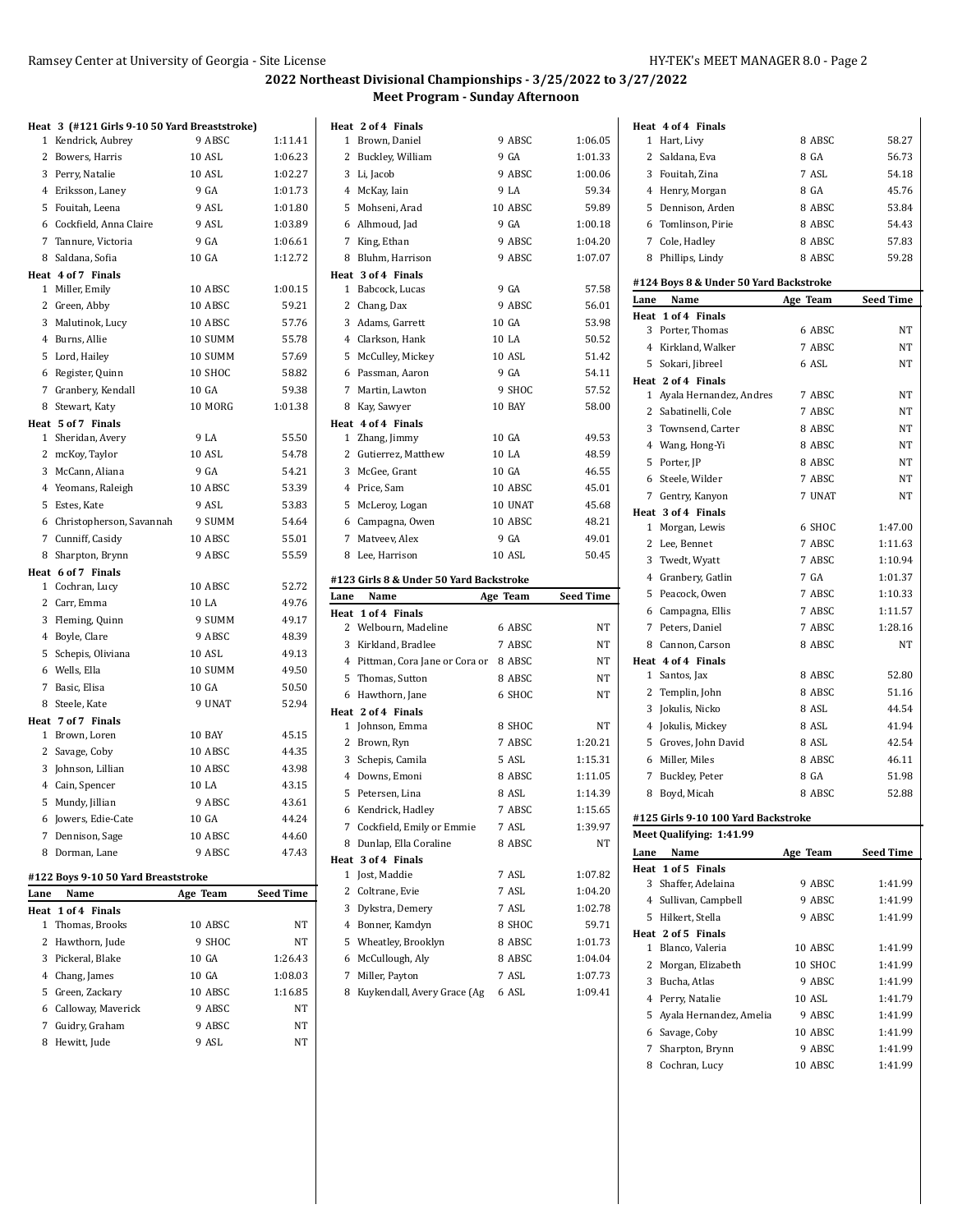## 2022 Northeast Divisional Championships - 3/25/2022 to 3/27/2022

### Meet Program - Sunday Afternoon

**Heat 3 (#121 Girls 9-10 50 Yard Breaststroke)**

| Lane | Name | Age | Team | Seed Time |
|---|---|---|---|---|
| 1 | Kendrick, Aubrey | 9 | ABSC | 1:11.41 |
| 2 | Bowers, Harris | 10 | ASL | 1:06.23 |
| 3 | Perry, Natalie | 10 | ASL | 1:02.27 |
| 4 | Eriksson, Laney | 9 | GA | 1:01.73 |
| 5 | Fouitah, Leena | 9 | ASL | 1:01.80 |
| 6 | Cockfield, Anna Claire | 9 | ASL | 1:03.89 |
| 7 | Tannure, Victoria | 9 | GA | 1:06.61 |
| 8 | Saldana, Sofia | 10 | GA | 1:12.72 |
| **Heat 4 of 7 Finals** | | | | |
| 1 | Miller, Emily | 10 | ABSC | 1:00.15 |
| 2 | Green, Abby | 10 | ABSC | 59.21 |
| 3 | Malutinok, Lucy | 10 | ABSC | 57.76 |
| 4 | Burns, Allie | 10 | SUMM | 55.78 |
| 5 | Lord, Hailey | 10 | SUMM | 57.69 |
| 6 | Register, Quinn | 10 | SHOC | 58.82 |
| 7 | Granbery, Kendall | 10 | GA | 59.38 |
| 8 | Stewart, Katy | 10 | MORG | 1:01.38 |
| **Heat 5 of 7 Finals** | | | | |
| 1 | Sheridan, Avery | 9 | LA | 55.50 |
| 2 | mcKoy, Taylor | 10 | ASL | 54.78 |
| 3 | McCann, Aliana | 9 | GA | 54.21 |
| 4 | Yeomans, Raleigh | 10 | ABSC | 53.39 |
| 5 | Estes, Kate | 9 | ASL | 53.83 |
| 6 | Christopherson, Savannah | 9 | SUMM | 54.64 |
| 7 | Cunniff, Casidy | 10 | ABSC | 55.01 |
| 8 | Sharpton, Brynn | 9 | ABSC | 55.59 |
| **Heat 6 of 7 Finals** | | | | |
| 1 | Cochran, Lucy | 10 | ABSC | 52.72 |
| 2 | Carr, Emma | 10 | LA | 49.76 |
| 3 | Fleming, Quinn | 9 | SUMM | 49.17 |
| 4 | Boyle, Clare | 9 | ABSC | 48.39 |
| 5 | Schepis, Oliviana | 10 | ASL | 49.13 |
| 6 | Wells, Ella | 10 | SUMM | 49.50 |
| 7 | Basic, Elisa | 10 | GA | 50.50 |
| 8 | Steele, Kate | 9 | UNAT | 52.94 |
| **Heat 7 of 7 Finals** | | | | |
| 1 | Brown, Loren | 10 | BAY | 45.15 |
| 2 | Savage, Coby | 10 | ABSC | 44.35 |
| 3 | Johnson, Lillian | 10 | ABSC | 43.98 |
| 4 | Cain, Spencer | 10 | LA | 43.15 |
| 5 | Mundy, Jillian | 9 | ABSC | 43.61 |
| 6 | Jowers, Edie-Cate | 10 | GA | 44.24 |
| 7 | Dennison, Sage | 10 | ABSC | 44.60 |
| 8 | Dorman, Lane | 9 | ABSC | 47.43 |

#### #122 Boys 9-10 50 Yard Breaststroke

| Lane | Name | Age | Team | Seed Time |
|---|---|---|---|---|
| **Heat 1 of 4 Finals** | | | | |
| 1 | Thomas, Brooks | 10 | ABSC | NT |
| 2 | Hawthorn, Jude | 9 | SHOC | NT |
| 3 | Pickeral, Blake | 10 | GA | 1:26.43 |
| 4 | Chang, James | 10 | GA | 1:08.03 |
| 5 | Green, Zackary | 10 | ABSC | 1:16.85 |
| 6 | Calloway, Maverick | 9 | ABSC | NT |
| 7 | Guidry, Graham | 9 | ABSC | NT |
| 8 | Hewitt, Jude | 9 | ASL | NT |
| **Heat 2 of 4 Finals** | | | | |
| 1 | Brown, Daniel | 9 | ABSC | 1:06.05 |
| 2 | Buckley, William | 9 | GA | 1:01.33 |
| 3 | Li, Jacob | 9 | ABSC | 1:00.06 |
| 4 | McKay, Iain | 9 | LA | 59.34 |
| 5 | Mohseni, Arad | 10 | ABSC | 59.89 |
| 6 | Alhmoud, Jad | 9 | GA | 1:00.18 |
| 7 | King, Ethan | 9 | ABSC | 1:04.20 |
| 8 | Bluhm, Harrison | 9 | ABSC | 1:07.07 |
| **Heat 3 of 4 Finals** | | | | |
| 1 | Babcock, Lucas | 9 | GA | 57.58 |
| 2 | Chang, Dax | 9 | ABSC | 56.01 |
| 3 | Adams, Garrett | 10 | GA | 53.98 |
| 4 | Clarkson, Hank | 10 | LA | 50.52 |
| 5 | McCulley, Mickey | 10 | ASL | 51.42 |
| 6 | Passman, Aaron | 9 | GA | 54.11 |
| 7 | Martin, Lawton | 9 | SHOC | 57.52 |
| 8 | Kay, Sawyer | 10 | BAY | 58.00 |
| **Heat 4 of 4 Finals** | | | | |
| 1 | Zhang, Jimmy | 10 | GA | 49.53 |
| 2 | Gutierrez, Matthew | 10 | LA | 48.59 |
| 3 | McGee, Grant | 10 | GA | 46.55 |
| 4 | Price, Sam | 10 | ABSC | 45.01 |
| 5 | McLeroy, Logan | 10 | UNAT | 45.68 |
| 6 | Campagna, Owen | 10 | ABSC | 48.21 |
| 7 | Matveev, Alex | 9 | GA | 49.01 |
| 8 | Lee, Harrison | 10 | ASL | 50.45 |

#### #123 Girls 8 & Under 50 Yard Backstroke

| Lane | Name | Age | Team | Seed Time |
|---|---|---|---|---|
| **Heat 1 of 4 Finals** | | | | |
| 2 | Welbourn, Madeline | 6 | ABSC | NT |
| 3 | Kirkland, Bradlee | 7 | ABSC | NT |
| 4 | Pittman, Cora Jane or Cora or | 8 | ABSC | NT |
| 5 | Thomas, Sutton | 8 | ABSC | NT |
| 6 | Hawthorn, Jane | 6 | SHOC | NT |
| **Heat 2 of 4 Finals** | | | | |
| 1 | Johnson, Emma | 8 | SHOC | NT |
| 2 | Brown, Ryn | 7 | ABSC | 1:20.21 |
| 3 | Schepis, Camila | 5 | ASL | 1:15.31 |
| 4 | Downs, Emoni | 8 | ABSC | 1:11.05 |
| 5 | Petersen, Lina | 8 | ASL | 1:14.39 |
| 6 | Kendrick, Hadley | 7 | ABSC | 1:15.65 |
| 7 | Cockfield, Emily or Emmie | 7 | ASL | 1:39.97 |
| 8 | Dunlap, Ella Coraline | 8 | ABSC | NT |
| **Heat 3 of 4 Finals** | | | | |
| 1 | Jost, Maddie | 7 | ASL | 1:07.82 |
| 2 | Coltrane, Evie | 7 | ASL | 1:04.20 |
| 3 | Dykstra, Demery | 7 | ASL | 1:02.78 |
| 4 | Bonner, Kamdyn | 8 | SHOC | 59.71 |
| 5 | Wheatley, Brooklyn | 8 | ABSC | 1:01.73 |
| 6 | McCullough, Aly | 8 | ABSC | 1:04.04 |
| 7 | Miller, Payton | 7 | ASL | 1:07.73 |
| 8 | Kuykendall, Avery Grace (Ag | 6 | ASL | 1:09.41 |
| **Heat 4 of 4 Finals** | | | | |
| 1 | Hart, Livy | 8 | ABSC | 58.27 |
| 2 | Saldana, Eva | 8 | GA | 56.73 |
| 3 | Fouitah, Zina | 7 | ASL | 54.18 |
| 4 | Henry, Morgan | 8 | GA | 45.76 |
| 5 | Dennison, Arden | 8 | ABSC | 53.84 |
| 6 | Tomlinson, Pirie | 8 | ABSC | 54.43 |
| 7 | Cole, Hadley | 8 | ABSC | 57.83 |
| 8 | Phillips, Lindy | 8 | ABSC | 59.28 |

#### #124 Boys 8 & Under 50 Yard Backstroke

| Lane | Name | Age | Team | Seed Time |
|---|---|---|---|---|
| **Heat 1 of 4 Finals** | | | | |
| 3 | Porter, Thomas | 6 | ABSC | NT |
| 4 | Kirkland, Walker | 7 | ABSC | NT |
| 5 | Sokari, Jibreel | 6 | ASL | NT |
| **Heat 2 of 4 Finals** | | | | |
| 1 | Ayala Hernandez, Andres | 7 | ABSC | NT |
| 2 | Sabatinelli, Cole | 7 | ABSC | NT |
| 3 | Townsend, Carter | 8 | ABSC | NT |
| 4 | Wang, Hong-Yi | 8 | ABSC | NT |
| 5 | Porter, JP | 8 | ABSC | NT |
| 6 | Steele, Wilder | 7 | ABSC | NT |
| 7 | Gentry, Kanyon | 7 | UNAT | NT |
| **Heat 3 of 4 Finals** | | | | |
| 1 | Morgan, Lewis | 6 | SHOC | 1:47.00 |
| 2 | Lee, Bennet | 7 | ABSC | 1:11.63 |
| 3 | Twedt, Wyatt | 7 | ABSC | 1:10.94 |
| 4 | Granbery, Gatlin | 7 | GA | 1:01.37 |
| 5 | Peacock, Owen | 7 | ABSC | 1:10.33 |
| 6 | Campagna, Ellis | 7 | ABSC | 1:11.57 |
| 7 | Peters, Daniel | 7 | ABSC | 1:28.16 |
| 8 | Cannon, Carson | 8 | ABSC | NT |
| **Heat 4 of 4 Finals** | | | | |
| 1 | Santos, Jax | 8 | ABSC | 52.80 |
| 2 | Templin, John | 8 | ABSC | 51.16 |
| 3 | Jokulis, Nicko | 8 | ASL | 44.54 |
| 4 | Jokulis, Mickey | 8 | ASL | 41.94 |
| 5 | Groves, John David | 8 | ASL | 42.54 |
| 6 | Miller, Miles | 8 | ABSC | 46.11 |
| 7 | Buckley, Peter | 8 | GA | 51.98 |
| 8 | Boyd, Micah | 8 | ABSC | 52.88 |

#### #125 Girls 9-10 100 Yard Backstroke

Meet Qualifying: 1:41.99

| Lane | Name | Age | Team | Seed Time |
|---|---|---|---|---|
| **Heat 1 of 5 Finals** | | | | |
| 3 | Shaffer, Adelaina | 9 | ABSC | 1:41.99 |
| 4 | Sullivan, Campbell | 9 | ABSC | 1:41.99 |
| 5 | Hilkert, Stella | 9 | ABSC | 1:41.99 |
| **Heat 2 of 5 Finals** | | | | |
| 1 | Blanco, Valeria | 10 | ABSC | 1:41.99 |
| 2 | Morgan, Elizabeth | 10 | SHOC | 1:41.99 |
| 3 | Bucha, Atlas | 9 | ABSC | 1:41.99 |
| 4 | Perry, Natalie | 10 | ASL | 1:41.79 |
| 5 | Ayala Hernandez, Amelia | 9 | ABSC | 1:41.99 |
| 6 | Savage, Coby | 10 | ABSC | 1:41.99 |
| 7 | Sharpton, Brynn | 9 | ABSC | 1:41.99 |
| 8 | Cochran, Lucy | 10 | ABSC | 1:41.99 |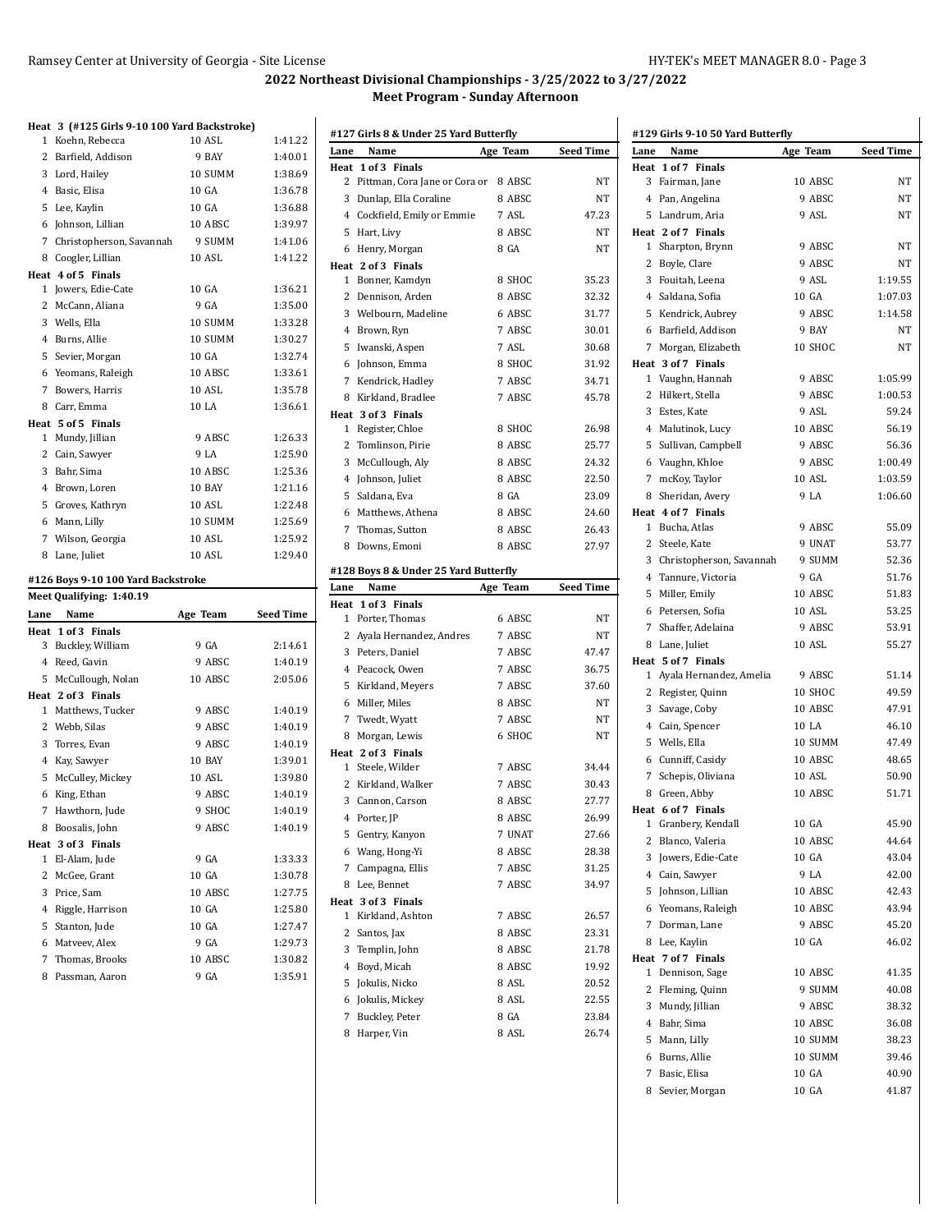# 2022 Northeast Divisional Championships - 3/25/2022 to 3/27/2022

## Meet Program - Sunday Afternoon

**Heat 3 (#125 Girls 9-10 100 Yard Backstroke)**

| Lane | Name | Age | Team | Seed Time |
|---|---|---|---|---|
| 1 | Koehn, Rebecca | 10 | ASL | 1:41.22 |
| 2 | Barfield, Addison | 9 | BAY | 1:40.01 |
| 3 | Lord, Hailey | 10 | SUMM | 1:38.69 |
| 4 | Basic, Elisa | 10 | GA | 1:36.78 |
| 5 | Lee, Kaylin | 10 | GA | 1:36.88 |
| 6 | Johnson, Lillian | 10 | ABSC | 1:39.97 |
| 7 | Christopherson, Savannah | 9 | SUMM | 1:41.06 |
| 8 | Coogler, Lillian | 10 | ASL | 1:41.22 |
| **Heat 4 of 5 Finals** | | | | |
| 1 | Jowers, Edie-Cate | 10 | GA | 1:36.21 |
| 2 | McCann, Aliana | 9 | GA | 1:35.00 |
| 3 | Wells, Ella | 10 | SUMM | 1:33.28 |
| 4 | Burns, Allie | 10 | SUMM | 1:30.27 |
| 5 | Sevier, Morgan | 10 | GA | 1:32.74 |
| 6 | Yeomans, Raleigh | 10 | ABSC | 1:33.61 |
| 7 | Bowers, Harris | 10 | ASL | 1:35.78 |
| 8 | Carr, Emma | 10 | LA | 1:36.61 |
| **Heat 5 of 5 Finals** | | | | |
| 1 | Mundy, Jillian | 9 | ABSC | 1:26.33 |
| 2 | Cain, Sawyer | 9 | LA | 1:25.90 |
| 3 | Bahr, Sima | 10 | ABSC | 1:25.36 |
| 4 | Brown, Loren | 10 | BAY | 1:21.16 |
| 5 | Groves, Kathryn | 10 | ASL | 1:22.48 |
| 6 | Mann, Lilly | 10 | SUMM | 1:25.69 |
| 7 | Wilson, Georgia | 10 | ASL | 1:25.92 |
| 8 | Lane, Juliet | 10 | ASL | 1:29.40 |

### #126 Boys 9-10 100 Yard Backstroke

Meet Qualifying: 1:40.19

| Lane | Name | Age | Team | Seed Time |
|---|---|---|---|---|
| **Heat 1 of 3 Finals** | | | | |
| 3 | Buckley, William | 9 | GA | 2:14.61 |
| 4 | Reed, Gavin | 9 | ABSC | 1:40.19 |
| 5 | McCullough, Nolan | 10 | ABSC | 2:05.06 |
| **Heat 2 of 3 Finals** | | | | |
| 1 | Matthews, Tucker | 9 | ABSC | 1:40.19 |
| 2 | Webb, Silas | 9 | ABSC | 1:40.19 |
| 3 | Torres, Evan | 9 | ABSC | 1:40.19 |
| 4 | Kay, Sawyer | 10 | BAY | 1:39.01 |
| 5 | McCulley, Mickey | 10 | ASL | 1:39.80 |
| 6 | King, Ethan | 9 | ABSC | 1:40.19 |
| 7 | Hawthorn, Jude | 9 | SHOC | 1:40.19 |
| 8 | Boosalis, John | 9 | ABSC | 1:40.19 |
| **Heat 3 of 3 Finals** | | | | |
| 1 | El-Alam, Jude | 9 | GA | 1:33.33 |
| 2 | McGee, Grant | 10 | GA | 1:30.78 |
| 3 | Price, Sam | 10 | ABSC | 1:27.75 |
| 4 | Riggle, Harrison | 10 | GA | 1:25.80 |
| 5 | Stanton, Jude | 10 | GA | 1:27.47 |
| 6 | Matveev, Alex | 9 | GA | 1:29.73 |
| 7 | Thomas, Brooks | 10 | ABSC | 1:30.82 |
| 8 | Passman, Aaron | 9 | GA | 1:35.91 |

### #127 Girls 8 & Under 25 Yard Butterfly

| Lane | Name | Age | Team | Seed Time |
|---|---|---|---|---|
| **Heat 1 of 3 Finals** | | | | |
| 2 | Pittman, Cora Jane or Cora or | 8 | ABSC | NT |
| 3 | Dunlap, Ella Coraline | 8 | ABSC | NT |
| 4 | Cockfield, Emily or Emmie | 7 | ASL | 47.23 |
| 5 | Hart, Livy | 8 | ABSC | NT |
| 6 | Henry, Morgan | 8 | GA | NT |
| **Heat 2 of 3 Finals** | | | | |
| 1 | Bonner, Kamdyn | 8 | SHOC | 35.23 |
| 2 | Dennison, Arden | 8 | ABSC | 32.32 |
| 3 | Welbourn, Madeline | 6 | ABSC | 31.77 |
| 4 | Brown, Ryn | 7 | ABSC | 30.01 |
| 5 | Iwanski, Aspen | 7 | ASL | 30.68 |
| 6 | Johnson, Emma | 8 | SHOC | 31.92 |
| 7 | Kendrick, Hadley | 7 | ABSC | 34.71 |
| 8 | Kirkland, Bradlee | 7 | ABSC | 45.78 |
| **Heat 3 of 3 Finals** | | | | |
| 1 | Register, Chloe | 8 | SHOC | 26.98 |
| 2 | Tomlinson, Pirie | 8 | ABSC | 25.77 |
| 3 | McCullough, Aly | 8 | ABSC | 24.32 |
| 4 | Johnson, Juliet | 8 | ABSC | 22.50 |
| 5 | Saldana, Eva | 8 | GA | 23.09 |
| 6 | Matthews, Athena | 8 | ABSC | 24.60 |
| 7 | Thomas, Sutton | 8 | ABSC | 26.43 |
| 8 | Downs, Emoni | 8 | ABSC | 27.97 |

### #128 Boys 8 & Under 25 Yard Butterfly

| Lane | Name | Age | Team | Seed Time |
|---|---|---|---|---|
| **Heat 1 of 3 Finals** | | | | |
| 1 | Porter, Thomas | 6 | ABSC | NT |
| 2 | Ayala Hernandez, Andres | 7 | ABSC | NT |
| 3 | Peters, Daniel | 7 | ABSC | 47.47 |
| 4 | Peacock, Owen | 7 | ABSC | 36.75 |
| 5 | Kirkland, Meyers | 7 | ABSC | 37.60 |
| 6 | Miller, Miles | 8 | ABSC | NT |
| 7 | Twedt, Wyatt | 7 | ABSC | NT |
| 8 | Morgan, Lewis | 6 | SHOC | NT |
| **Heat 2 of 3 Finals** | | | | |
| 1 | Steele, Wilder | 7 | ABSC | 34.44 |
| 2 | Kirkland, Walker | 7 | ABSC | 30.43 |
| 3 | Cannon, Carson | 8 | ABSC | 27.77 |
| 4 | Porter, JP | 8 | ABSC | 26.99 |
| 5 | Gentry, Kanyon | 7 | UNAT | 27.66 |
| 6 | Wang, Hong-Yi | 8 | ABSC | 28.38 |
| 7 | Campagna, Ellis | 7 | ABSC | 31.25 |
| 8 | Lee, Bennet | 7 | ABSC | 34.97 |
| **Heat 3 of 3 Finals** | | | | |
| 1 | Kirkland, Ashton | 7 | ABSC | 26.57 |
| 2 | Santos, Jax | 8 | ABSC | 23.31 |
| 3 | Templin, John | 8 | ABSC | 21.78 |
| 4 | Boyd, Micah | 8 | ABSC | 19.92 |
| 5 | Jokulis, Nicko | 8 | ASL | 20.52 |
| 6 | Jokulis, Mickey | 8 | ASL | 22.55 |
| 7 | Buckley, Peter | 8 | GA | 23.84 |
| 8 | Harper, Vin | 8 | ASL | 26.74 |

### #129 Girls 9-10 50 Yard Butterfly

| Lane | Name | Age | Team | Seed Time |
|---|---|---|---|---|
| **Heat 1 of 7 Finals** | | | | |
| 3 | Fairman, Jane | 10 | ABSC | NT |
| 4 | Pan, Angelina | 9 | ABSC | NT |
| 5 | Landrum, Aria | 9 | ASL | NT |
| **Heat 2 of 7 Finals** | | | | |
| 1 | Sharpton, Brynn | 9 | ABSC | NT |
| 2 | Boyle, Clare | 9 | ABSC | NT |
| 3 | Fouitah, Leena | 9 | ASL | 1:19.55 |
| 4 | Saldana, Sofia | 10 | GA | 1:07.03 |
| 5 | Kendrick, Aubrey | 9 | ABSC | 1:14.58 |
| 6 | Barfield, Addison | 9 | BAY | NT |
| 7 | Morgan, Elizabeth | 10 | SHOC | NT |
| **Heat 3 of 7 Finals** | | | | |
| 1 | Vaughn, Hannah | 9 | ABSC | 1:05.99 |
| 2 | Hilkert, Stella | 9 | ABSC | 1:00.53 |
| 3 | Estes, Kate | 9 | ASL | 59.24 |
| 4 | Malutinok, Lucy | 10 | ABSC | 56.19 |
| 5 | Sullivan, Campbell | 9 | ABSC | 56.36 |
| 6 | Vaughn, Khloe | 9 | ABSC | 1:00.49 |
| 7 | mcKoy, Taylor | 10 | ASL | 1:03.59 |
| 8 | Sheridan, Avery | 9 | LA | 1:06.60 |
| **Heat 4 of 7 Finals** | | | | |
| 1 | Bucha, Atlas | 9 | ABSC | 55.09 |
| 2 | Steele, Kate | 9 | UNAT | 53.77 |
| 3 | Christopherson, Savannah | 9 | SUMM | 52.36 |
| 4 | Tannure, Victoria | 9 | GA | 51.76 |
| 5 | Miller, Emily | 10 | ABSC | 51.83 |
| 6 | Petersen, Sofia | 10 | ASL | 53.25 |
| 7 | Shaffer, Adelaina | 9 | ABSC | 53.91 |
| 8 | Lane, Juliet | 10 | ASL | 55.27 |
| **Heat 5 of 7 Finals** | | | | |
| 1 | Ayala Hernandez, Amelia | 9 | ABSC | 51.14 |
| 2 | Register, Quinn | 10 | SHOC | 49.59 |
| 3 | Savage, Coby | 10 | ABSC | 47.91 |
| 4 | Cain, Spencer | 10 | LA | 46.10 |
| 5 | Wells, Ella | 10 | SUMM | 47.49 |
| 6 | Cunniff, Casidy | 10 | ABSC | 48.65 |
| 7 | Schepis, Oliviana | 10 | ASL | 50.90 |
| 8 | Green, Abby | 10 | ABSC | 51.71 |
| **Heat 6 of 7 Finals** | | | | |
| 1 | Granbery, Kendall | 10 | GA | 45.90 |
| 2 | Blanco, Valeria | 10 | ABSC | 44.64 |
| 3 | Jowers, Edie-Cate | 10 | GA | 43.04 |
| 4 | Cain, Sawyer | 9 | LA | 42.00 |
| 5 | Johnson, Lillian | 10 | ABSC | 42.43 |
| 6 | Yeomans, Raleigh | 10 | ABSC | 43.94 |
| 7 | Dorman, Lane | 9 | ABSC | 45.20 |
| 8 | Lee, Kaylin | 10 | GA | 46.02 |
| **Heat 7 of 7 Finals** | | | | |
| 1 | Dennison, Sage | 10 | ABSC | 41.35 |
| 2 | Fleming, Quinn | 9 | SUMM | 40.08 |
| 3 | Mundy, Jillian | 9 | ABSC | 38.32 |
| 4 | Bahr, Sima | 10 | ABSC | 36.08 |
| 5 | Mann, Lilly | 10 | SUMM | 38.23 |
| 6 | Burns, Allie | 10 | SUMM | 39.46 |
| 7 | Basic, Elisa | 10 | GA | 40.90 |
| 8 | Sevier, Morgan | 10 | GA | 41.87 |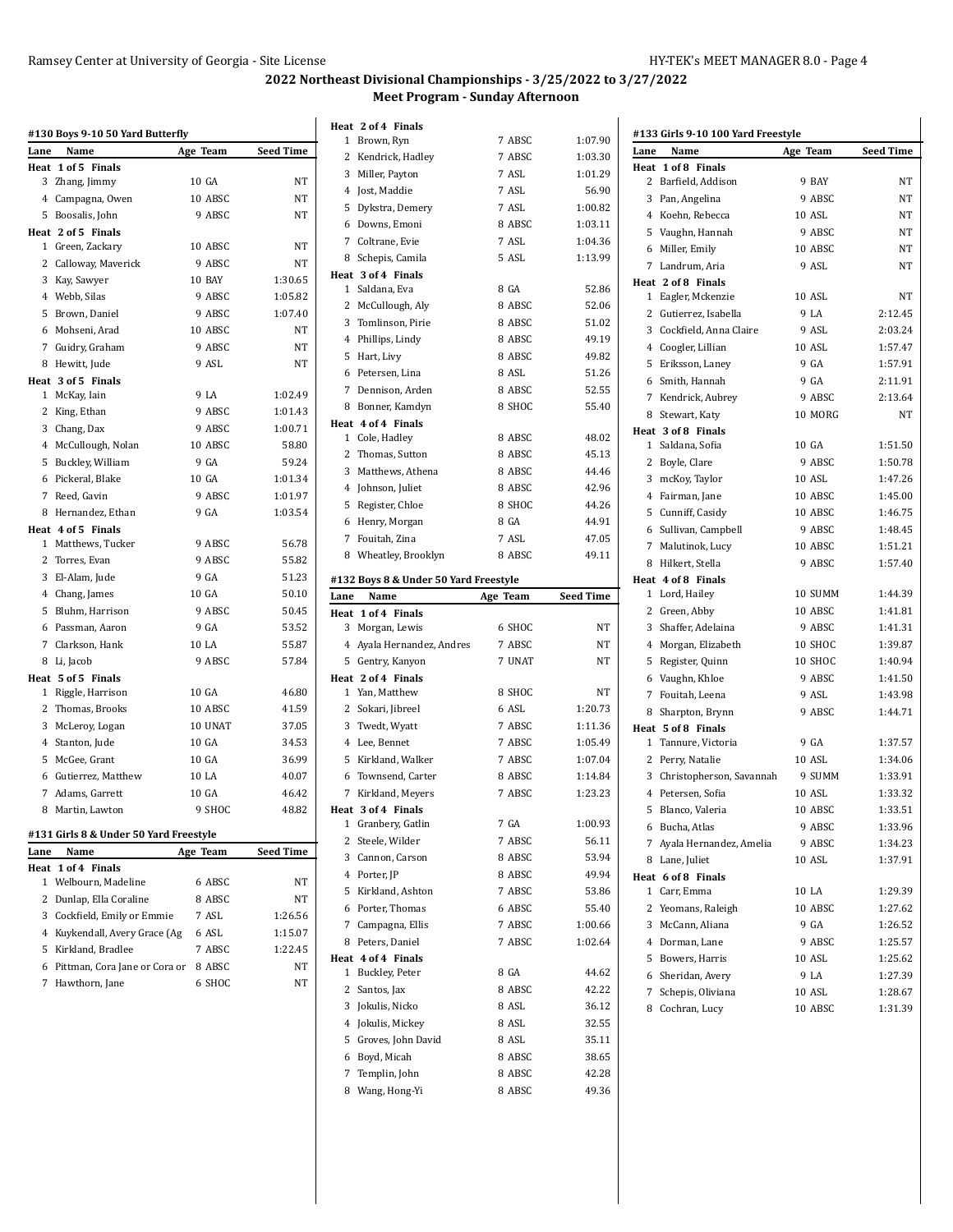## 2022 Northeast Divisional Championships - 3/25/2022 to 3/27/2022

### Meet Program - Sunday Afternoon

#### #130 Boys 9-10 50 Yard Butterfly

| Lane | Name | Age | Team | Seed Time |
|---|---|---|---|---|
| **Heat 1 of 5 Finals** | | | | |
| 3 | Zhang, Jimmy | 10 | GA | NT |
| 4 | Campagna, Owen | 10 | ABSC | NT |
| 5 | Boosalis, John | 9 | ABSC | NT |
| **Heat 2 of 5 Finals** | | | | |
| 1 | Green, Zackary | 10 | ABSC | NT |
| 2 | Calloway, Maverick | 9 | ABSC | NT |
| 3 | Kay, Sawyer | 10 | BAY | 1:30.65 |
| 4 | Webb, Silas | 9 | ABSC | 1:05.82 |
| 5 | Brown, Daniel | 9 | ABSC | 1:07.40 |
| 6 | Mohseni, Arad | 10 | ABSC | NT |
| 7 | Guidry, Graham | 9 | ABSC | NT |
| 8 | Hewitt, Jude | 9 | ASL | NT |
| **Heat 3 of 5 Finals** | | | | |
| 1 | McKay, Iain | 9 | LA | 1:02.49 |
| 2 | King, Ethan | 9 | ABSC | 1:01.43 |
| 3 | Chang, Dax | 9 | ABSC | 1:00.71 |
| 4 | McCullough, Nolan | 10 | ABSC | 58.80 |
| 5 | Buckley, William | 9 | GA | 59.24 |
| 6 | Pickeral, Blake | 10 | GA | 1:01.34 |
| 7 | Reed, Gavin | 9 | ABSC | 1:01.97 |
| 8 | Hernandez, Ethan | 9 | GA | 1:03.54 |
| **Heat 4 of 5 Finals** | | | | |
| 1 | Matthews, Tucker | 9 | ABSC | 56.78 |
| 2 | Torres, Evan | 9 | ABSC | 55.82 |
| 3 | El-Alam, Jude | 9 | GA | 51.23 |
| 4 | Chang, James | 10 | GA | 50.10 |
| 5 | Bluhm, Harrison | 9 | ABSC | 50.45 |
| 6 | Passman, Aaron | 9 | GA | 53.52 |
| 7 | Clarkson, Hank | 10 | LA | 55.87 |
| 8 | Li, Jacob | 9 | ABSC | 57.84 |
| **Heat 5 of 5 Finals** | | | | |
| 1 | Riggle, Harrison | 10 | GA | 46.80 |
| 2 | Thomas, Brooks | 10 | ABSC | 41.59 |
| 3 | McLeroy, Logan | 10 | UNAT | 37.05 |
| 4 | Stanton, Jude | 10 | GA | 34.53 |
| 5 | McGee, Grant | 10 | GA | 36.99 |
| 6 | Gutierrez, Matthew | 10 | LA | 40.07 |
| 7 | Adams, Garrett | 10 | GA | 46.42 |
| 8 | Martin, Lawton | 9 | SHOC | 48.82 |

#### #131 Girls 8 & Under 50 Yard Freestyle

| Lane | Name | Age | Team | Seed Time |
|---|---|---|---|---|
| **Heat 1 of 4 Finals** | | | | |
| 1 | Welbourn, Madeline | 6 | ABSC | NT |
| 2 | Dunlap, Ella Coraline | 8 | ABSC | NT |
| 3 | Cockfield, Emily or Emmie | 7 | ASL | 1:26.56 |
| 4 | Kuykendall, Avery Grace (Ag | 6 | ASL | 1:15.07 |
| 5 | Kirkland, Bradlee | 7 | ABSC | 1:22.45 |
| 6 | Pittman, Cora Jane or Cora or | 8 | ABSC | NT |
| 7 | Hawthorn, Jane | 6 | SHOC | NT |
| **Heat 2 of 4 Finals** | | | | |
| 1 | Brown, Ryn | 7 | ABSC | 1:07.90 |
| 2 | Kendrick, Hadley | 7 | ABSC | 1:03.30 |
| 3 | Miller, Payton | 7 | ASL | 1:01.29 |
| 4 | Jost, Maddie | 7 | ASL | 56.90 |
| 5 | Dykstra, Demery | 7 | ASL | 1:00.82 |
| 6 | Downs, Emoni | 8 | ABSC | 1:03.11 |
| 7 | Coltrane, Evie | 7 | ASL | 1:04.36 |
| 8 | Schepis, Camila | 5 | ASL | 1:13.99 |
| **Heat 3 of 4 Finals** | | | | |
| 1 | Saldana, Eva | 8 | GA | 52.86 |
| 2 | McCullough, Aly | 8 | ABSC | 52.06 |
| 3 | Tomlinson, Pirie | 8 | ABSC | 51.02 |
| 4 | Phillips, Lindy | 8 | ABSC | 49.19 |
| 5 | Hart, Livy | 8 | ABSC | 49.82 |
| 6 | Petersen, Lina | 8 | ASL | 51.26 |
| 7 | Dennison, Arden | 8 | ABSC | 52.55 |
| 8 | Bonner, Kamdyn | 8 | SHOC | 55.40 |
| **Heat 4 of 4 Finals** | | | | |
| 1 | Cole, Hadley | 8 | ABSC | 48.02 |
| 2 | Thomas, Sutton | 8 | ABSC | 45.13 |
| 3 | Matthews, Athena | 8 | ABSC | 44.46 |
| 4 | Johnson, Juliet | 8 | ABSC | 42.96 |
| 5 | Register, Chloe | 8 | SHOC | 44.26 |
| 6 | Henry, Morgan | 8 | GA | 44.91 |
| 7 | Fouitah, Zina | 7 | ASL | 47.05 |
| 8 | Wheatley, Brooklyn | 8 | ABSC | 49.11 |

#### #132 Boys 8 & Under 50 Yard Freestyle

| Lane | Name | Age | Team | Seed Time |
|---|---|---|---|---|
| **Heat 1 of 4 Finals** | | | | |
| 3 | Morgan, Lewis | 6 | SHOC | NT |
| 4 | Ayala Hernandez, Andres | 7 | ABSC | NT |
| 5 | Gentry, Kanyon | 7 | UNAT | NT |
| **Heat 2 of 4 Finals** | | | | |
| 1 | Yan, Matthew | 8 | SHOC | NT |
| 2 | Sokari, Jibreel | 6 | ASL | 1:20.73 |
| 3 | Twedt, Wyatt | 7 | ABSC | 1:11.36 |
| 4 | Lee, Bennet | 7 | ABSC | 1:05.49 |
| 5 | Kirkland, Walker | 7 | ABSC | 1:07.04 |
| 6 | Townsend, Carter | 8 | ABSC | 1:14.84 |
| 7 | Kirkland, Meyers | 7 | ABSC | 1:23.23 |
| **Heat 3 of 4 Finals** | | | | |
| 1 | Granbery, Gatlin | 7 | GA | 1:00.93 |
| 2 | Steele, Wilder | 7 | ABSC | 56.11 |
| 3 | Cannon, Carson | 8 | ABSC | 53.94 |
| 4 | Porter, JP | 8 | ABSC | 49.94 |
| 5 | Kirkland, Ashton | 7 | ABSC | 53.86 |
| 6 | Porter, Thomas | 6 | ABSC | 55.40 |
| 7 | Campagna, Ellis | 7 | ABSC | 1:00.66 |
| 8 | Peters, Daniel | 7 | ABSC | 1:02.64 |
| **Heat 4 of 4 Finals** | | | | |
| 1 | Buckley, Peter | 8 | GA | 44.62 |
| 2 | Santos, Jax | 8 | ABSC | 42.22 |
| 3 | Jokulis, Nicko | 8 | ASL | 36.12 |
| 4 | Jokulis, Mickey | 8 | ASL | 32.55 |
| 5 | Groves, John David | 8 | ASL | 35.11 |
| 6 | Boyd, Micah | 8 | ABSC | 38.65 |
| 7 | Templin, John | 8 | ABSC | 42.28 |
| 8 | Wang, Hong-Yi | 8 | ABSC | 49.36 |

#### #133 Girls 9-10 100 Yard Freestyle

| Lane | Name | Age | Team | Seed Time |
|---|---|---|---|---|
| **Heat 1 of 8 Finals** | | | | |
| 2 | Barfield, Addison | 9 | BAY | NT |
| 3 | Pan, Angelina | 9 | ABSC | NT |
| 4 | Koehn, Rebecca | 10 | ASL | NT |
| 5 | Vaughn, Hannah | 9 | ABSC | NT |
| 6 | Miller, Emily | 10 | ABSC | NT |
| 7 | Landrum, Aria | 9 | ASL | NT |
| **Heat 2 of 8 Finals** | | | | |
| 1 | Eagler, Mckenzie | 10 | ASL | NT |
| 2 | Gutierrez, Isabella | 9 | LA | 2:12.45 |
| 3 | Cockfield, Anna Claire | 9 | ASL | 2:03.24 |
| 4 | Coogler, Lillian | 10 | ASL | 1:57.47 |
| 5 | Eriksson, Laney | 9 | GA | 1:57.91 |
| 6 | Smith, Hannah | 9 | GA | 2:11.91 |
| 7 | Kendrick, Aubrey | 9 | ABSC | 2:13.64 |
| 8 | Stewart, Katy | 10 | MORG | NT |
| **Heat 3 of 8 Finals** | | | | |
| 1 | Saldana, Sofia | 10 | GA | 1:51.50 |
| 2 | Boyle, Clare | 9 | ABSC | 1:50.78 |
| 3 | mcKoy, Taylor | 10 | ASL | 1:47.26 |
| 4 | Fairman, Jane | 10 | ABSC | 1:45.00 |
| 5 | Cunniff, Casidy | 10 | ABSC | 1:46.75 |
| 6 | Sullivan, Campbell | 9 | ABSC | 1:48.45 |
| 7 | Malutinok, Lucy | 10 | ABSC | 1:51.21 |
| 8 | Hilkert, Stella | 9 | ABSC | 1:57.40 |
| **Heat 4 of 8 Finals** | | | | |
| 1 | Lord, Hailey | 10 | SUMM | 1:44.39 |
| 2 | Green, Abby | 10 | ABSC | 1:41.81 |
| 3 | Shaffer, Adelaina | 9 | ABSC | 1:41.31 |
| 4 | Morgan, Elizabeth | 10 | SHOC | 1:39.87 |
| 5 | Register, Quinn | 10 | SHOC | 1:40.94 |
| 6 | Vaughn, Khloe | 9 | ABSC | 1:41.50 |
| 7 | Fouitah, Leena | 9 | ASL | 1:43.98 |
| 8 | Sharpton, Brynn | 9 | ABSC | 1:44.71 |
| **Heat 5 of 8 Finals** | | | | |
| 1 | Tannure, Victoria | 9 | GA | 1:37.57 |
| 2 | Perry, Natalie | 10 | ASL | 1:34.06 |
| 3 | Christopherson, Savannah | 9 | SUMM | 1:33.91 |
| 4 | Petersen, Sofia | 10 | ASL | 1:33.32 |
| 5 | Blanco, Valeria | 10 | ABSC | 1:33.51 |
| 6 | Bucha, Atlas | 9 | ABSC | 1:33.96 |
| 7 | Ayala Hernandez, Amelia | 9 | ABSC | 1:34.23 |
| 8 | Lane, Juliet | 10 | ASL | 1:37.91 |
| **Heat 6 of 8 Finals** | | | | |
| 1 | Carr, Emma | 10 | LA | 1:29.39 |
| 2 | Yeomans, Raleigh | 10 | ABSC | 1:27.62 |
| 3 | McCann, Aliana | 9 | GA | 1:26.52 |
| 4 | Dorman, Lane | 9 | ABSC | 1:25.57 |
| 5 | Bowers, Harris | 10 | ASL | 1:25.62 |
| 6 | Sheridan, Avery | 9 | LA | 1:27.39 |
| 7 | Schepis, Oliviana | 10 | ASL | 1:28.67 |
| 8 | Cochran, Lucy | 10 | ABSC | 1:31.39 |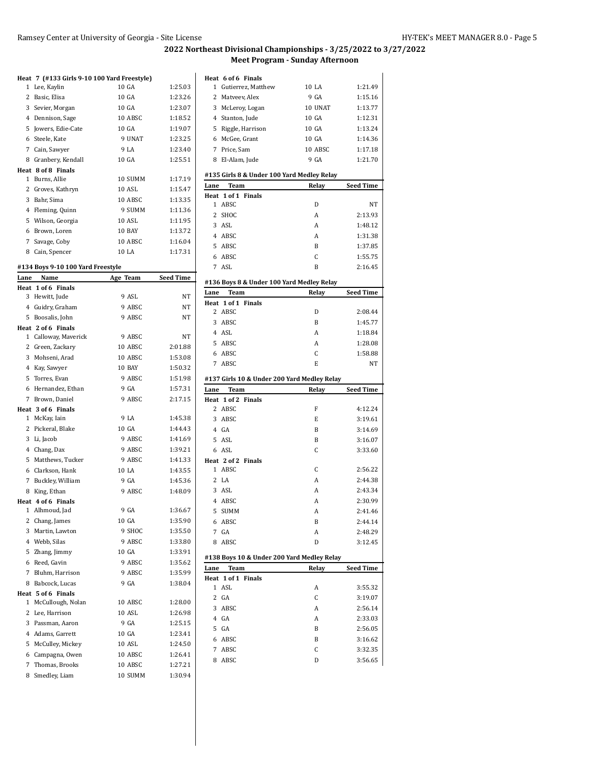## 2022 Northeast Divisional Championships - 3/25/2022 to 3/27/2022
### Meet Program - Sunday Afternoon

**Heat 7 (#133 Girls 9-10 100 Yard Freestyle)**

| Lane | Name | Age | Team | Seed Time |
|---|---|---|---|---|
| 1 | Lee, Kaylin | 10 | GA | 1:25.03 |
| 2 | Basic, Elisa | 10 | GA | 1:23.26 |
| 3 | Sevier, Morgan | 10 | GA | 1:23.07 |
| 4 | Dennison, Sage | 10 | ABSC | 1:18.52 |
| 5 | Jowers, Edie-Cate | 10 | GA | 1:19.07 |
| 6 | Steele, Kate | 9 | UNAT | 1:23.25 |
| 7 | Cain, Sawyer | 9 | LA | 1:23.40 |
| 8 | Granbery, Kendall | 10 | GA | 1:25.51 |

**Heat 8 of 8 Finals**

| Lane | Name | Age | Team | Seed Time |
|---|---|---|---|---|
| 1 | Burns, Allie | 10 | SUMM | 1:17.19 |
| 2 | Groves, Kathryn | 10 | ASL | 1:15.47 |
| 3 | Bahr, Sima | 10 | ABSC | 1:13.35 |
| 4 | Fleming, Quinn | 9 | SUMM | 1:11.36 |
| 5 | Wilson, Georgia | 10 | ASL | 1:11.95 |
| 6 | Brown, Loren | 10 | BAY | 1:13.72 |
| 7 | Savage, Coby | 10 | ABSC | 1:16.04 |
| 8 | Cain, Spencer | 10 | LA | 1:17.31 |

### #134 Boys 9-10 100 Yard Freestyle

**Heat 1 of 6 Finals**

| Lane | Name | Age | Team | Seed Time |
|---|---|---|---|---|
| 3 | Hewitt, Jude | 9 | ASL | NT |
| 4 | Guidry, Graham | 9 | ABSC | NT |
| 5 | Boosalis, John | 9 | ABSC | NT |

**Heat 2 of 6 Finals**

| Lane | Name | Age | Team | Seed Time |
|---|---|---|---|---|
| 1 | Calloway, Maverick | 9 | ABSC | NT |
| 2 | Green, Zackary | 10 | ABSC | 2:01.88 |
| 3 | Mohseni, Arad | 10 | ABSC | 1:53.08 |
| 4 | Kay, Sawyer | 10 | BAY | 1:50.32 |
| 5 | Torres, Evan | 9 | ABSC | 1:51.98 |
| 6 | Hernandez, Ethan | 9 | GA | 1:57.31 |
| 7 | Brown, Daniel | 9 | ABSC | 2:17.15 |

**Heat 3 of 6 Finals**

| Lane | Name | Age | Team | Seed Time |
|---|---|---|---|---|
| 1 | McKay, Iain | 9 | LA | 1:45.38 |
| 2 | Pickeral, Blake | 10 | GA | 1:44.43 |
| 3 | Li, Jacob | 9 | ABSC | 1:41.69 |
| 4 | Chang, Dax | 9 | ABSC | 1:39.21 |
| 5 | Matthews, Tucker | 9 | ABSC | 1:41.33 |
| 6 | Clarkson, Hank | 10 | LA | 1:43.55 |
| 7 | Buckley, William | 9 | GA | 1:45.36 |
| 8 | King, Ethan | 9 | ABSC | 1:48.09 |

**Heat 4 of 6 Finals**

| Lane | Name | Age | Team | Seed Time |
|---|---|---|---|---|
| 1 | Alhmoud, Jad | 9 | GA | 1:36.67 |
| 2 | Chang, James | 10 | GA | 1:35.90 |
| 3 | Martin, Lawton | 9 | SHOC | 1:35.50 |
| 4 | Webb, Silas | 9 | ABSC | 1:33.80 |
| 5 | Zhang, Jimmy | 10 | GA | 1:33.91 |
| 6 | Reed, Gavin | 9 | ABSC | 1:35.62 |
| 7 | Bluhm, Harrison | 9 | ABSC | 1:35.99 |
| 8 | Babcock, Lucas | 9 | GA | 1:38.04 |

**Heat 5 of 6 Finals**

| Lane | Name | Age | Team | Seed Time |
|---|---|---|---|---|
| 1 | McCullough, Nolan | 10 | ABSC | 1:28.00 |
| 2 | Lee, Harrison | 10 | ASL | 1:26.98 |
| 3 | Passman, Aaron | 9 | GA | 1:25.15 |
| 4 | Adams, Garrett | 10 | GA | 1:23.41 |
| 5 | McCulley, Mickey | 10 | ASL | 1:24.50 |
| 6 | Campagna, Owen | 10 | ABSC | 1:26.41 |
| 7 | Thomas, Brooks | 10 | ABSC | 1:27.21 |
| 8 | Smedley, Liam | 10 | SUMM | 1:30.94 |

**Heat 6 of 6 Finals**

| Lane | Name | Age | Team | Seed Time |
|---|---|---|---|---|
| 1 | Gutierrez, Matthew | 10 | LA | 1:21.49 |
| 2 | Matveev, Alex | 9 | GA | 1:15.16 |
| 3 | McLeroy, Logan | 10 | UNAT | 1:13.77 |
| 4 | Stanton, Jude | 10 | GA | 1:12.31 |
| 5 | Riggle, Harrison | 10 | GA | 1:13.24 |
| 6 | McGee, Grant | 10 | GA | 1:14.36 |
| 7 | Price, Sam | 10 | ABSC | 1:17.18 |
| 8 | El-Alam, Jude | 9 | GA | 1:21.70 |

### #135 Girls 8 & Under 100 Yard Medley Relay

**Heat 1 of 1 Finals**

| Lane | Team | Relay | Seed Time |
|---|---|---|---|
| 1 | ABSC | D | NT |
| 2 | SHOC | A | 2:13.93 |
| 3 | ASL | A | 1:48.12 |
| 4 | ABSC | A | 1:31.38 |
| 5 | ABSC | B | 1:37.85 |
| 6 | ABSC | C | 1:55.75 |
| 7 | ASL | B | 2:16.45 |

### #136 Boys 8 & Under 100 Yard Medley Relay

**Heat 1 of 1 Finals**

| Lane | Team | Relay | Seed Time |
|---|---|---|---|
| 2 | ABSC | D | 2:08.44 |
| 3 | ABSC | B | 1:45.77 |
| 4 | ASL | A | 1:18.84 |
| 5 | ABSC | A | 1:28.08 |
| 6 | ABSC | C | 1:58.88 |
| 7 | ABSC | E | NT |

### #137 Girls 10 & Under 200 Yard Medley Relay

**Heat 1 of 2 Finals**

| Lane | Team | Relay | Seed Time |
|---|---|---|---|
| 2 | ABSC | F | 4:12.24 |
| 3 | ABSC | E | 3:19.61 |
| 4 | GA | B | 3:14.69 |
| 5 | ASL | B | 3:16.07 |
| 6 | ASL | C | 3:33.60 |

**Heat 2 of 2 Finals**

| Lane | Team | Relay | Seed Time |
|---|---|---|---|
| 1 | ABSC | C | 2:56.22 |
| 2 | LA | A | 2:44.38 |
| 3 | ASL | A | 2:43.34 |
| 4 | ABSC | A | 2:30.99 |
| 5 | SUMM | A | 2:41.46 |
| 6 | ABSC | B | 2:44.14 |
| 7 | GA | A | 2:48.29 |
| 8 | ABSC | D | 3:12.45 |

### #138 Boys 10 & Under 200 Yard Medley Relay

**Heat 1 of 1 Finals**

| Lane | Team | Relay | Seed Time |
|---|---|---|---|
| 1 | ASL | A | 3:55.32 |
| 2 | GA | C | 3:19.07 |
| 3 | ABSC | A | 2:56.14 |
| 4 | GA | A | 2:33.03 |
| 5 | GA | B | 2:56.05 |
| 6 | ABSC | B | 3:16.62 |
| 7 | ABSC | C | 3:32.35 |
| 8 | ABSC | D | 3:56.65 |